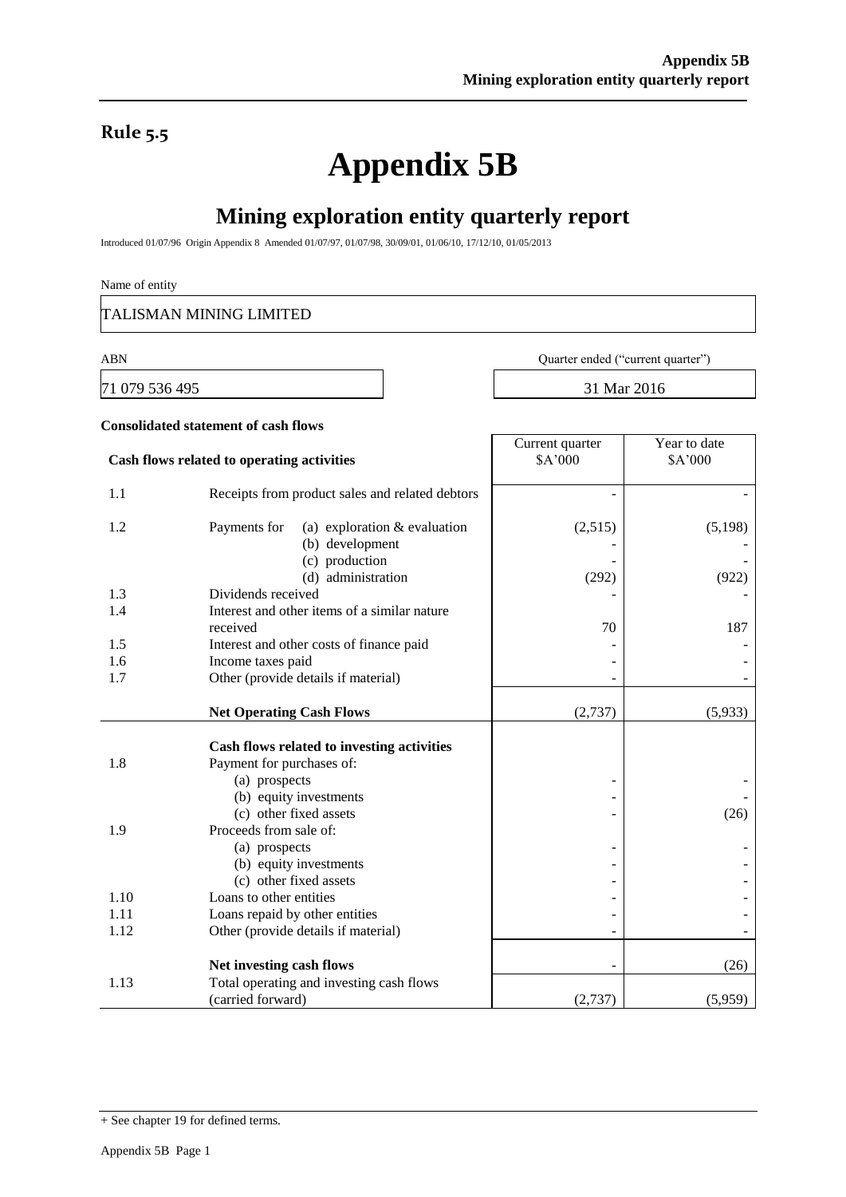**Rule 5.5**

# Appendix 5B

## Mining exploration entity quarterly report

Introduced 01/07/96 Origin Appendix 8 Amended 01/07/97, 01/07/98, 30/09/01, 01/06/10, 17/12/10, 01/05/2013

Name of entity

TALISMAN MINING LIMITED

| ABN | Quarter ended ("current quarter") |
|---|---|
| 71 079 536 495 | 31 Mar 2016 |

**Consolidated statement of cash flows**

| | **Cash flows related to operating activities** | Current quarter $A'000 | Year to date $A'000 |
|---|---|---|---|
| 1.1 | Receipts from product sales and related debtors | - | - |
| 1.2 | Payments for (a) exploration & evaluation | (2,515) | (5,198) |
| | (b) development | - | - |
| | (c) production | - | - |
| | (d) administration | (292) | (922) |
| 1.3 | Dividends received | - | - |
| 1.4 | Interest and other items of a similar nature received | 70 | 187 |
| 1.5 | Interest and other costs of finance paid | - | - |
| 1.6 | Income taxes paid | - | - |
| 1.7 | Other (provide details if material) | - | - |
| | **Net Operating Cash Flows** | (2,737) | (5,933) |
| | **Cash flows related to investing activities** | | |
| 1.8 | Payment for purchases of: | | |
| | (a) prospects | - | - |
| | (b) equity investments | - | - |
| | (c) other fixed assets | - | (26) |
| 1.9 | Proceeds from sale of: | | |
| | (a) prospects | - | - |
| | (b) equity investments | - | - |
| | (c) other fixed assets | - | - |
| 1.10 | Loans to other entities | - | - |
| 1.11 | Loans repaid by other entities | - | - |
| 1.12 | Other (provide details if material) | - | - |
| | **Net investing cash flows** | - | (26) |
| 1.13 | Total operating and investing cash flows (carried forward) | (2,737) | (5,959) |

+ See chapter 19 for defined terms.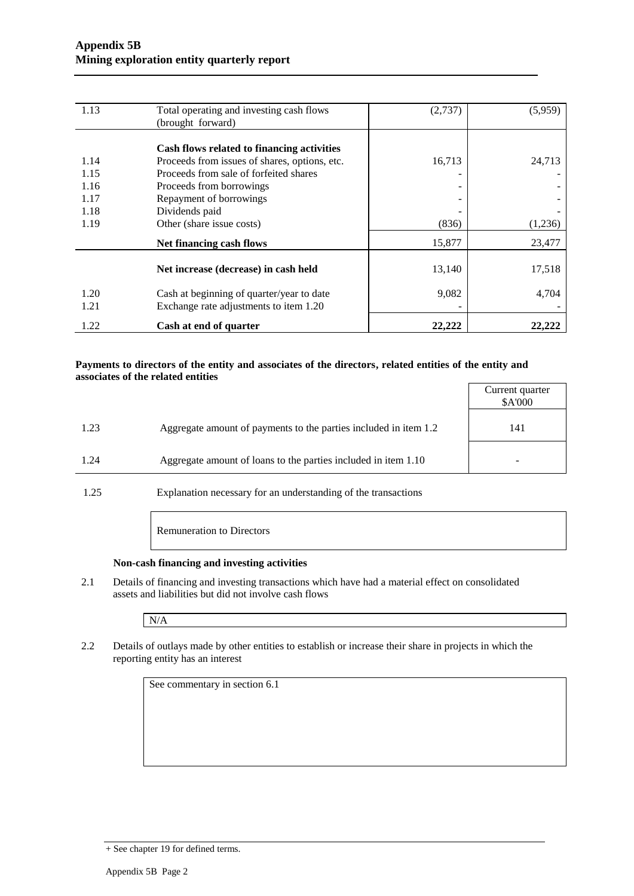| | | | |
|---|---|---|---|
| 1.13 | Total operating and investing cash flows (brought forward) | (2,737) | (5,959) |
| | **Cash flows related to financing activities** | | |
| 1.14 | Proceeds from issues of shares, options, etc. | 16,713 | 24,713 |
| 1.15 | Proceeds from sale of forfeited shares | - | - |
| 1.16 | Proceeds from borrowings | - | - |
| 1.17 | Repayment of borrowings | - | - |
| 1.18 | Dividends paid | - | - |
| 1.19 | Other (share issue costs) | (836) | (1,236) |
| | **Net financing cash flows** | 15,877 | 23,477 |
| | **Net increase (decrease) in cash held** | 13,140 | 17,518 |
| 1.20 | Cash at beginning of quarter/year to date | 9,082 | 4,704 |
| 1.21 | Exchange rate adjustments to item 1.20 | - | - |
| 1.22 | **Cash at end of quarter** | **22,222** | **22,222** |

**Payments to directors of the entity and associates of the directors, related entities of the entity and associates of the related entities**

| | | Current quarter $A'000 |
|---|---|---|
| 1.23 | Aggregate amount of payments to the parties included in item 1.2 | 141 |
| 1.24 | Aggregate amount of loans to the parties included in item 1.10 | - |

1.25 Explanation necessary for an understanding of the transactions

Remuneration to Directors

**Non-cash financing and investing activities**

2.1 Details of financing and investing transactions which have had a material effect on consolidated assets and liabilities but did not involve cash flows

N/A

2.2 Details of outlays made by other entities to establish or increase their share in projects in which the reporting entity has an interest

See commentary in section 6.1

+ See chapter 19 for defined terms.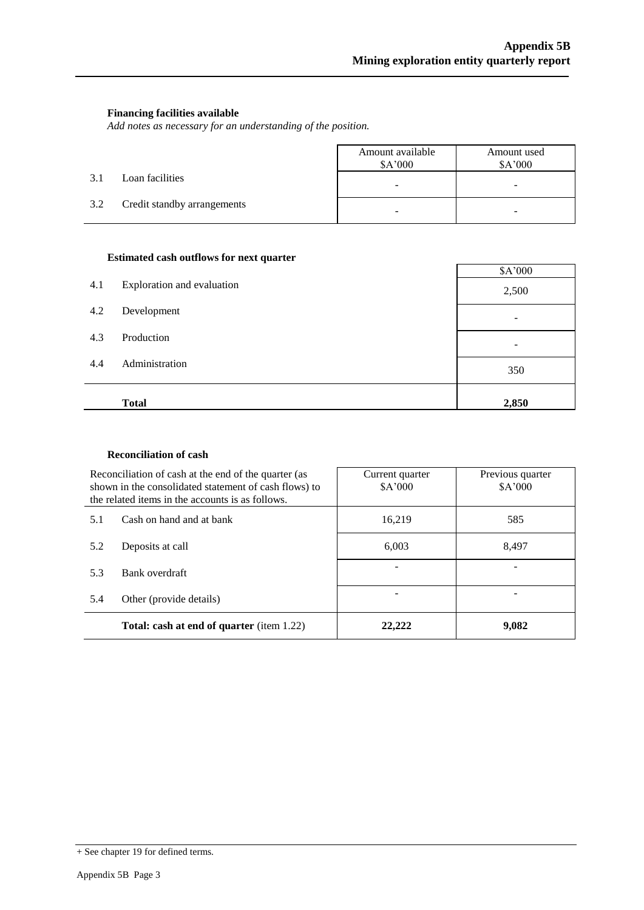**Financing facilities available**

*Add notes as necessary for an understanding of the position.*

| | | Amount available $A'000 | Amount used $A'000 |
|---|---|---|---|
| 3.1 | Loan facilities | - | - |
| 3.2 | Credit standby arrangements | - | - |

**Estimated cash outflows for next quarter**

| | | $A'000 |
|---|---|---|
| 4.1 | Exploration and evaluation | 2,500 |
| 4.2 | Development | - |
| 4.3 | Production | - |
| 4.4 | Administration | 350 |
| | **Total** | **2,850** |

**Reconciliation of cash**

| Reconciliation of cash at the end of the quarter (as shown in the consolidated statement of cash flows) to the related items in the accounts is as follows. | | Current quarter $A'000 | Previous quarter $A'000 |
|---|---|---|---|
| 5.1 | Cash on hand and at bank | 16,219 | 585 |
| 5.2 | Deposits at call | 6,003 | 8,497 |
| 5.3 | Bank overdraft | - | - |
| 5.4 | Other (provide details) | - | - |
| | **Total: cash at end of quarter** (item 1.22) | **22,222** | **9,082** |

+ See chapter 19 for defined terms.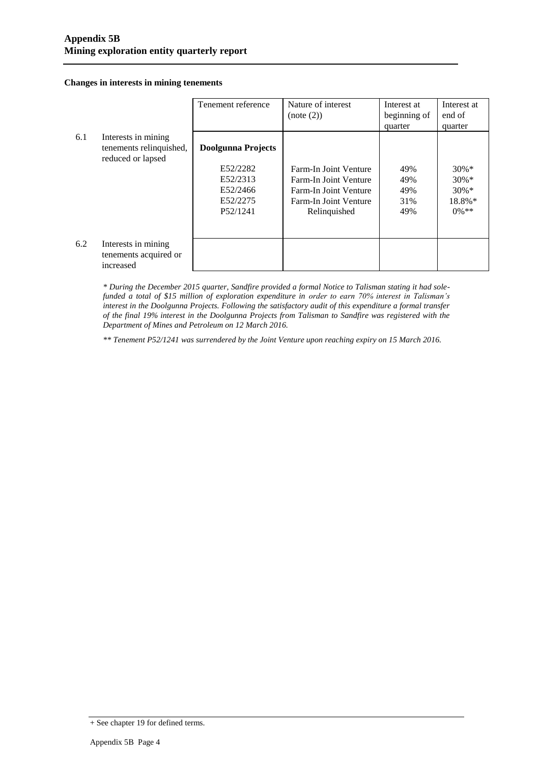**Changes in interests in mining tenements**

| | | Tenement reference | Nature of interest (note (2)) | Interest at beginning of quarter | Interest at end of quarter |
|---|---|---|---|---|---|
| 6.1 | Interests in mining tenements relinquished, reduced or lapsed | **Doolgunna Projects** | | | |
| | | E52/2282 | Farm-In Joint Venture | 49% | 30%* |
| | | E52/2313 | Farm-In Joint Venture | 49% | 30%* |
| | | E52/2466 | Farm-In Joint Venture | 49% | 30%* |
| | | E52/2275 | Farm-In Joint Venture | 31% | 18.8%* |
| | | P52/1241 | Relinquished | 49% | 0%** |
| 6.2 | Interests in mining tenements acquired or increased | | | | |

*\* During the December 2015 quarter, Sandfire provided a formal Notice to Talisman stating it had sole-funded a total of $15 million of exploration expenditure in order to earn 70% interest in Talisman's interest in the Doolgunna Projects. Following the satisfactory audit of this expenditure a formal transfer of the final 19% interest in the Doolgunna Projects from Talisman to Sandfire was registered with the Department of Mines and Petroleum on 12 March 2016.*

*\*\* Tenement P52/1241 was surrendered by the Joint Venture upon reaching expiry on 15 March 2016.*

+ See chapter 19 for defined terms.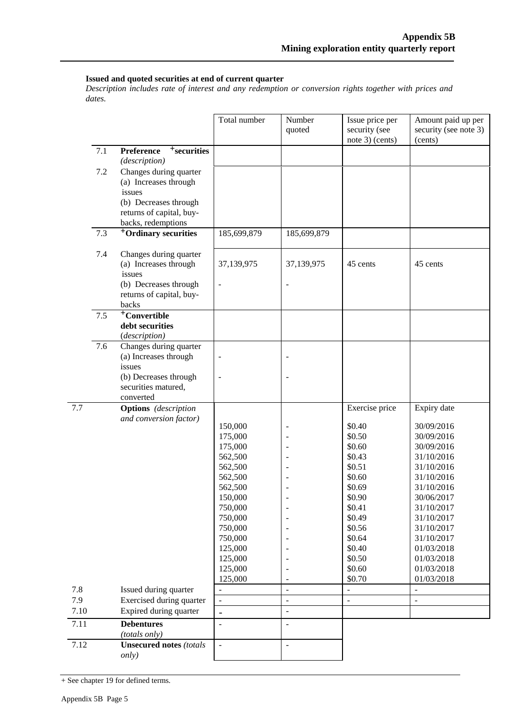**Issued and quoted securities at end of current quarter**

*Description includes rate of interest and any redemption or conversion rights together with prices and dates.*

| | | Total number | Number quoted | Issue price per security (see note 3) (cents) | Amount paid up per security (see note 3) (cents) |
|---|---|---|---|---|---|
| 7.1 | **Preference +securities** *(description)* | | | | |
| 7.2 | Changes during quarter<br>(a) Increases through issues<br>(b) Decreases through returns of capital, buy-backs, redemptions | | | | |
| 7.3 | **+Ordinary securities** | 185,699,879 | 185,699,879 | | |
| 7.4 | Changes during quarter<br>(a) Increases through issues<br>(b) Decreases through returns of capital, buy-backs | 37,139,975<br>-<br> | 37,139,975<br>-<br> | 45 cents | 45 cents |
| 7.5 | **+Convertible debt securities** *(description)* | | | | |
| 7.6 | Changes during quarter<br>(a) Increases through issues<br>(b) Decreases through securities matured, converted | -<br>- | -<br>- | | |
| 7.7 | **Options** *(description and conversion factor)* | | | Exercise price | Expiry date |
| | | 150,000 | - | $0.40 | 30/09/2016 |
| | | 175,000 | - | $0.50 | 30/09/2016 |
| | | 175,000 | - | $0.60 | 30/09/2016 |
| | | 562,500 | - | $0.43 | 31/10/2016 |
| | | 562,500 | - | $0.51 | 31/10/2016 |
| | | 562,500 | - | $0.60 | 31/10/2016 |
| | | 562,500 | - | $0.69 | 31/10/2016 |
| | | 150,000 | - | $0.90 | 30/06/2017 |
| | | 750,000 | - | $0.41 | 31/10/2017 |
| | | 750,000 | - | $0.49 | 31/10/2017 |
| | | 750,000 | - | $0.56 | 31/10/2017 |
| | | 750,000 | - | $0.64 | 31/10/2017 |
| | | 125,000 | - | $0.40 | 01/03/2018 |
| | | 125,000 | - | $0.50 | 01/03/2018 |
| | | 125,000 | - | $0.60 | 01/03/2018 |
| | | 125,000 | - | $0.70 | 01/03/2018 |
| 7.8 | Issued during quarter | - | - | - | - |
| 7.9 | Exercised during quarter | - | - | - | - |
| 7.10 | Expired during quarter | - | - | | |
| 7.11 | **Debentures** *(totals only)* | - | - | | |
| 7.12 | **Unsecured notes** *(totals only)* | - | - | | |

+ See chapter 19 for defined terms.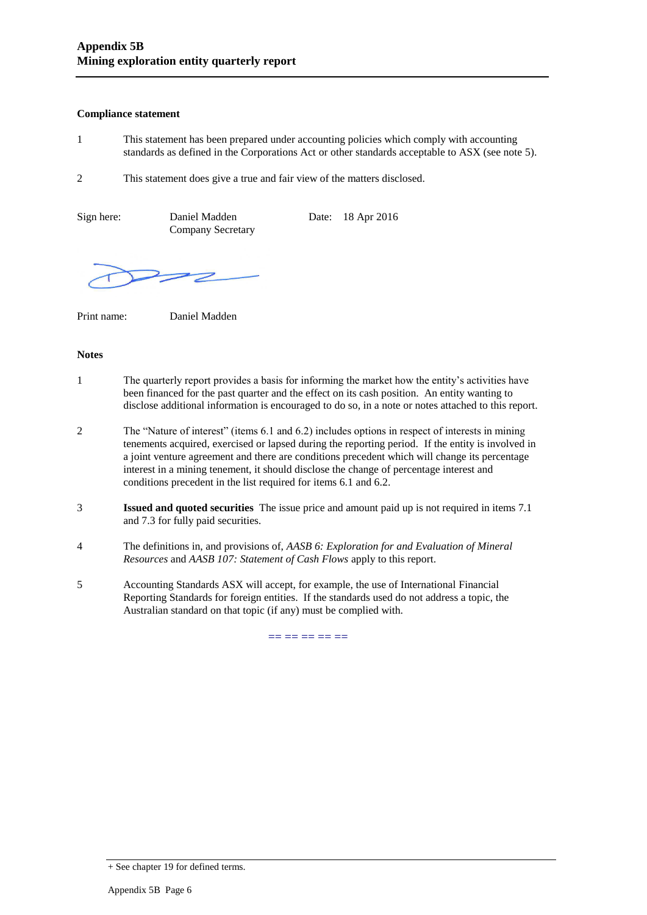## Compliance statement

1 This statement has been prepared under accounting policies which comply with accounting standards as defined in the Corporations Act or other standards acceptable to ASX (see note 5).

2 This statement does give a true and fair view of the matters disclosed.

Sign here: Daniel Madden
Company Secretary

Date: 18 Apr 2016

Print name: Daniel Madden

## Notes

1 The quarterly report provides a basis for informing the market how the entity's activities have been financed for the past quarter and the effect on its cash position. An entity wanting to disclose additional information is encouraged to do so, in a note or notes attached to this report.

2 The "Nature of interest" (items 6.1 and 6.2) includes options in respect of interests in mining tenements acquired, exercised or lapsed during the reporting period. If the entity is involved in a joint venture agreement and there are conditions precedent which will change its percentage interest in a mining tenement, it should disclose the change of percentage interest and conditions precedent in the list required for items 6.1 and 6.2.

3 **Issued and quoted securities** The issue price and amount paid up is not required in items 7.1 and 7.3 for fully paid securities.

4 The definitions in, and provisions of, *AASB 6: Exploration for and Evaluation of Mineral Resources* and *AASB 107: Statement of Cash Flows* apply to this report.

5 Accounting Standards ASX will accept, for example, the use of International Financial Reporting Standards for foreign entities. If the standards used do not address a topic, the Australian standard on that topic (if any) must be complied with.

== == == == ==

+ See chapter 19 for defined terms.